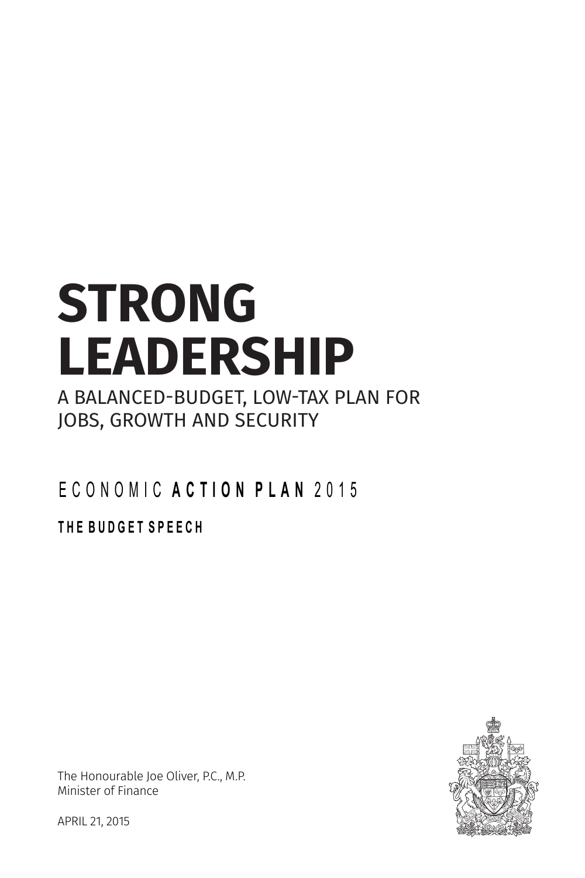# STRONG LEADERSHIP

## A BALANCED-BUDGET, LOW-TAX PLAN FOR JOBS, GROWTH AND SECURITY

ECONOMIC **ACTION PLAN** 2015

**THE BUDGET SPEECH**

The Honourable Joe Oliver, P.C., M.P.
Minister of Finance

APRIL 21, 2015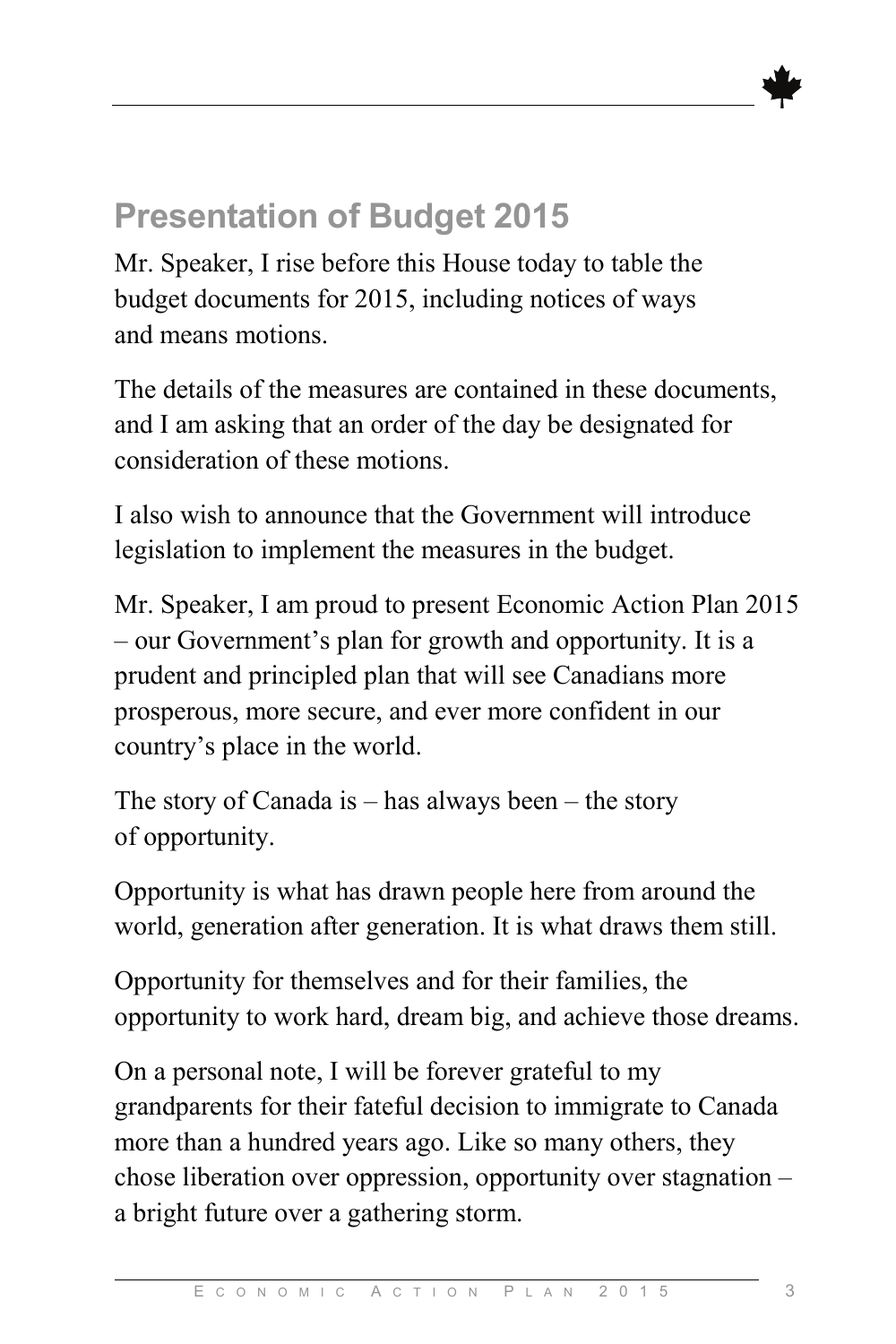## Presentation of Budget 2015

Mr. Speaker, I rise before this House today to table the budget documents for 2015, including notices of ways and means motions.

The details of the measures are contained in these documents, and I am asking that an order of the day be designated for consideration of these motions.

I also wish to announce that the Government will introduce legislation to implement the measures in the budget.

Mr. Speaker, I am proud to present Economic Action Plan 2015 – our Government's plan for growth and opportunity. It is a prudent and principled plan that will see Canadians more prosperous, more secure, and ever more confident in our country's place in the world.

The story of Canada is – has always been – the story of opportunity.

Opportunity is what has drawn people here from around the world, generation after generation. It is what draws them still.

Opportunity for themselves and for their families, the opportunity to work hard, dream big, and achieve those dreams.

On a personal note, I will be forever grateful to my grandparents for their fateful decision to immigrate to Canada more than a hundred years ago. Like so many others, they chose liberation over oppression, opportunity over stagnation – a bright future over a gathering storm.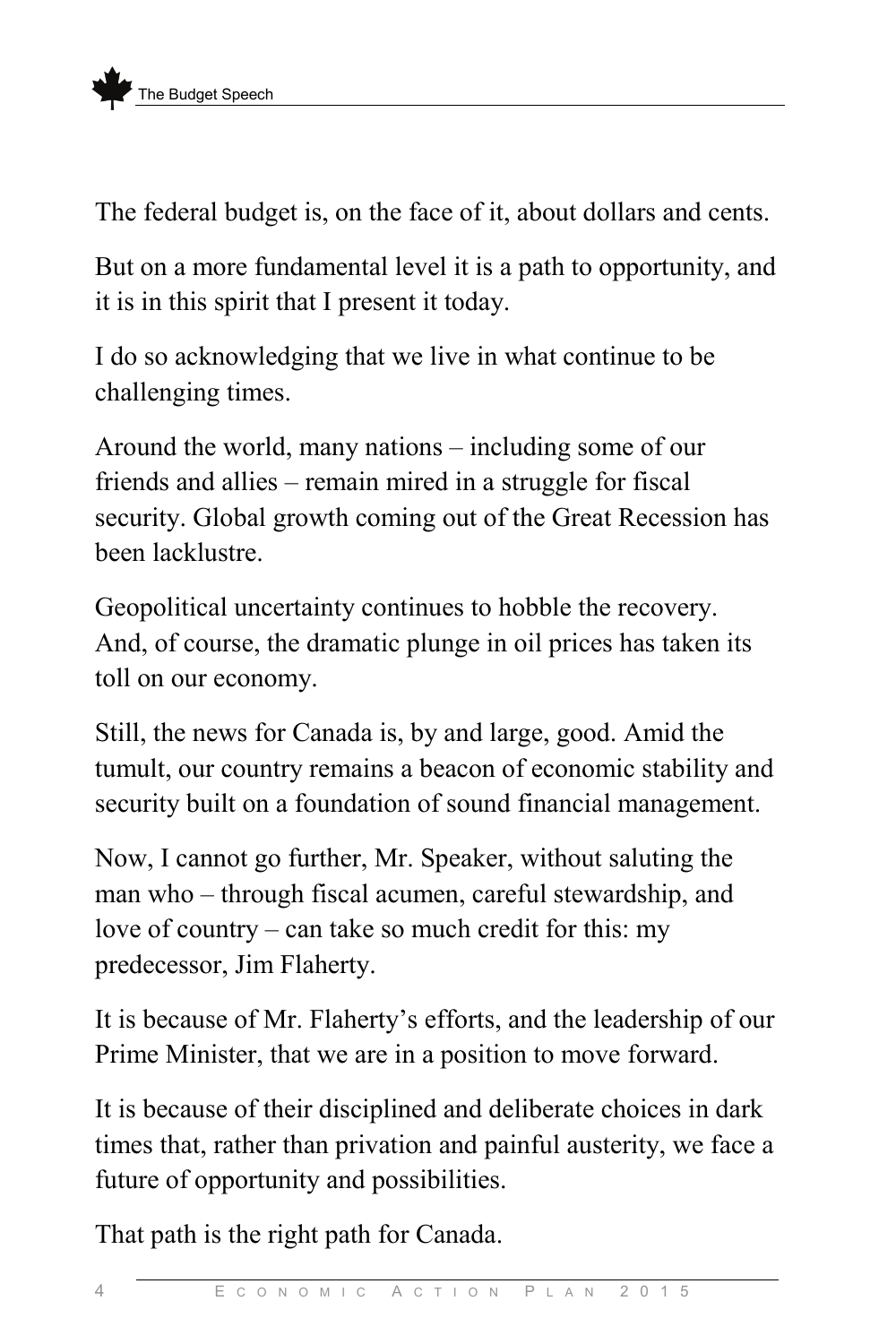The federal budget is, on the face of it, about dollars and cents.

But on a more fundamental level it is a path to opportunity, and it is in this spirit that I present it today.

I do so acknowledging that we live in what continue to be challenging times.

Around the world, many nations – including some of our friends and allies – remain mired in a struggle for fiscal security. Global growth coming out of the Great Recession has been lacklustre.

Geopolitical uncertainty continues to hobble the recovery. And, of course, the dramatic plunge in oil prices has taken its toll on our economy.

Still, the news for Canada is, by and large, good. Amid the tumult, our country remains a beacon of economic stability and security built on a foundation of sound financial management.

Now, I cannot go further, Mr. Speaker, without saluting the man who – through fiscal acumen, careful stewardship, and love of country – can take so much credit for this: my predecessor, Jim Flaherty.

It is because of Mr. Flaherty's efforts, and the leadership of our Prime Minister, that we are in a position to move forward.

It is because of their disciplined and deliberate choices in dark times that, rather than privation and painful austerity, we face a future of opportunity and possibilities.

That path is the right path for Canada.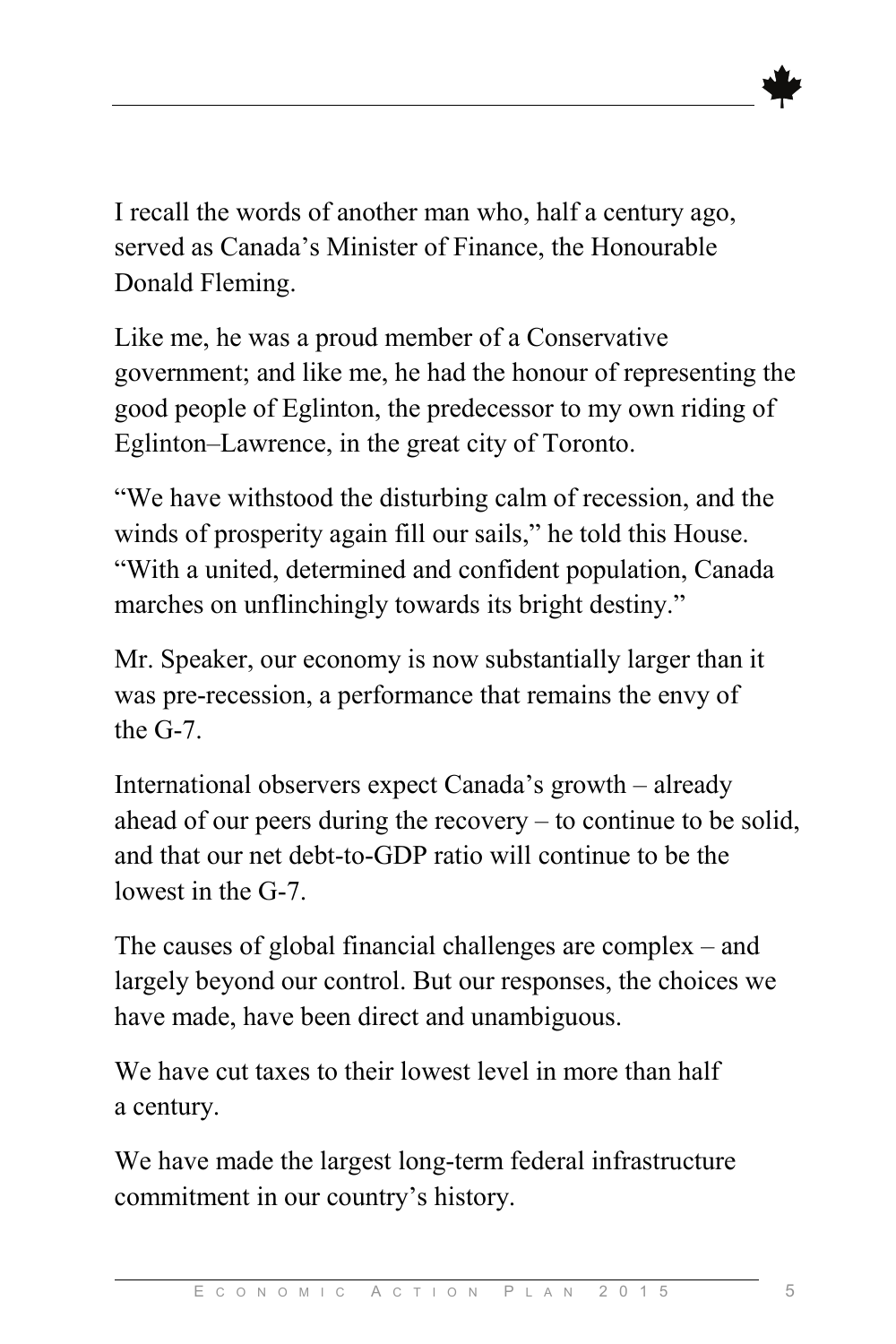I recall the words of another man who, half a century ago, served as Canada's Minister of Finance, the Honourable Donald Fleming.

Like me, he was a proud member of a Conservative government; and like me, he had the honour of representing the good people of Eglinton, the predecessor to my own riding of Eglinton–Lawrence, in the great city of Toronto.

"We have withstood the disturbing calm of recession, and the winds of prosperity again fill our sails," he told this House. "With a united, determined and confident population, Canada marches on unflinchingly towards its bright destiny."

Mr. Speaker, our economy is now substantially larger than it was pre-recession, a performance that remains the envy of the G-7.

International observers expect Canada's growth – already ahead of our peers during the recovery – to continue to be solid, and that our net debt-to-GDP ratio will continue to be the lowest in the G-7.

The causes of global financial challenges are complex – and largely beyond our control. But our responses, the choices we have made, have been direct and unambiguous.

We have cut taxes to their lowest level in more than half a century.

We have made the largest long-term federal infrastructure commitment in our country's history.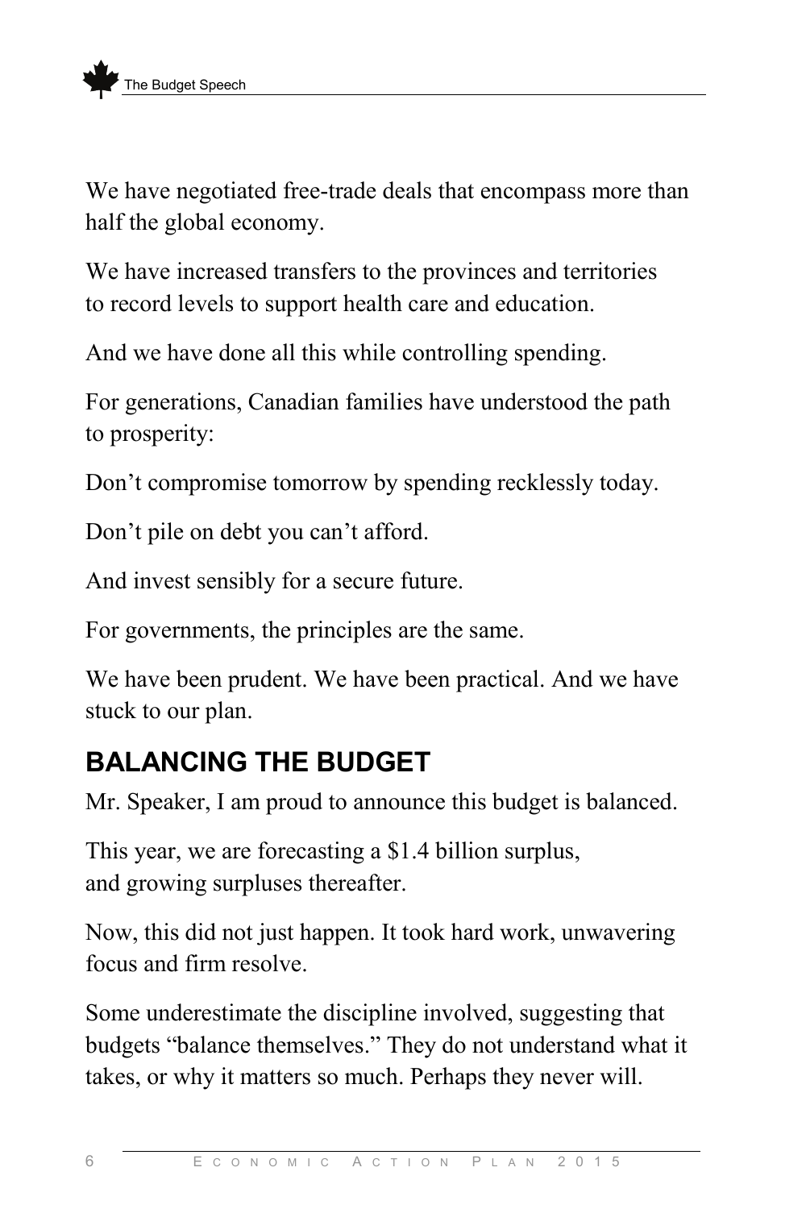We have negotiated free-trade deals that encompass more than half the global economy.

We have increased transfers to the provinces and territories to record levels to support health care and education.

And we have done all this while controlling spending.

For generations, Canadian families have understood the path to prosperity:

Don’t compromise tomorrow by spending recklessly today.

Don’t pile on debt you can’t afford.

And invest sensibly for a secure future.

For governments, the principles are the same.

We have been prudent. We have been practical. And we have stuck to our plan.

## BALANCING THE BUDGET

Mr. Speaker, I am proud to announce this budget is balanced.

This year, we are forecasting a $1.4 billion surplus, and growing surpluses thereafter.

Now, this did not just happen. It took hard work, unwavering focus and firm resolve.

Some underestimate the discipline involved, suggesting that budgets “balance themselves.” They do not understand what it takes, or why it matters so much. Perhaps they never will.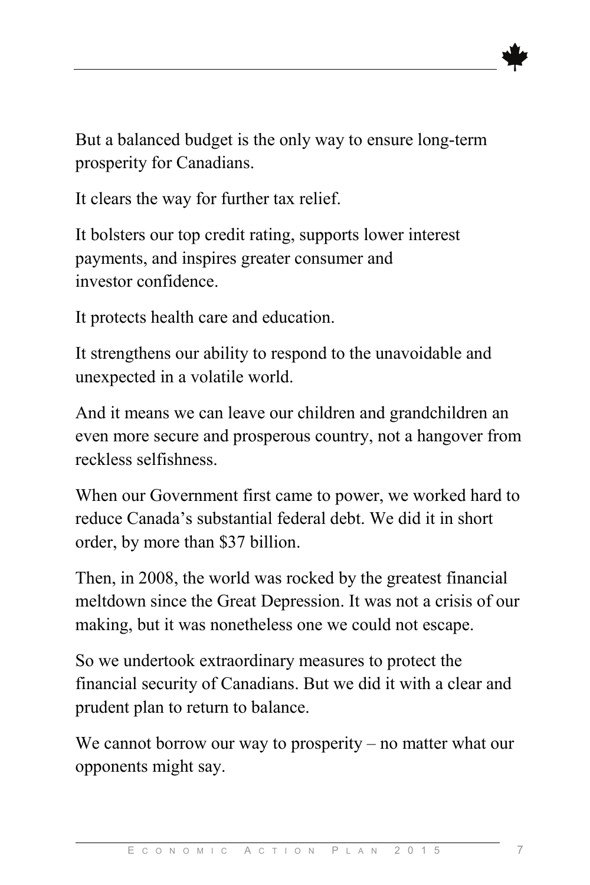But a balanced budget is the only way to ensure long-term prosperity for Canadians.

It clears the way for further tax relief.

It bolsters our top credit rating, supports lower interest payments, and inspires greater consumer and investor confidence.

It protects health care and education.

It strengthens our ability to respond to the unavoidable and unexpected in a volatile world.

And it means we can leave our children and grandchildren an even more secure and prosperous country, not a hangover from reckless selfishness.

When our Government first came to power, we worked hard to reduce Canada's substantial federal debt. We did it in short order, by more than $37 billion.

Then, in 2008, the world was rocked by the greatest financial meltdown since the Great Depression. It was not a crisis of our making, but it was nonetheless one we could not escape.

So we undertook extraordinary measures to protect the financial security of Canadians. But we did it with a clear and prudent plan to return to balance.

We cannot borrow our way to prosperity – no matter what our opponents might say.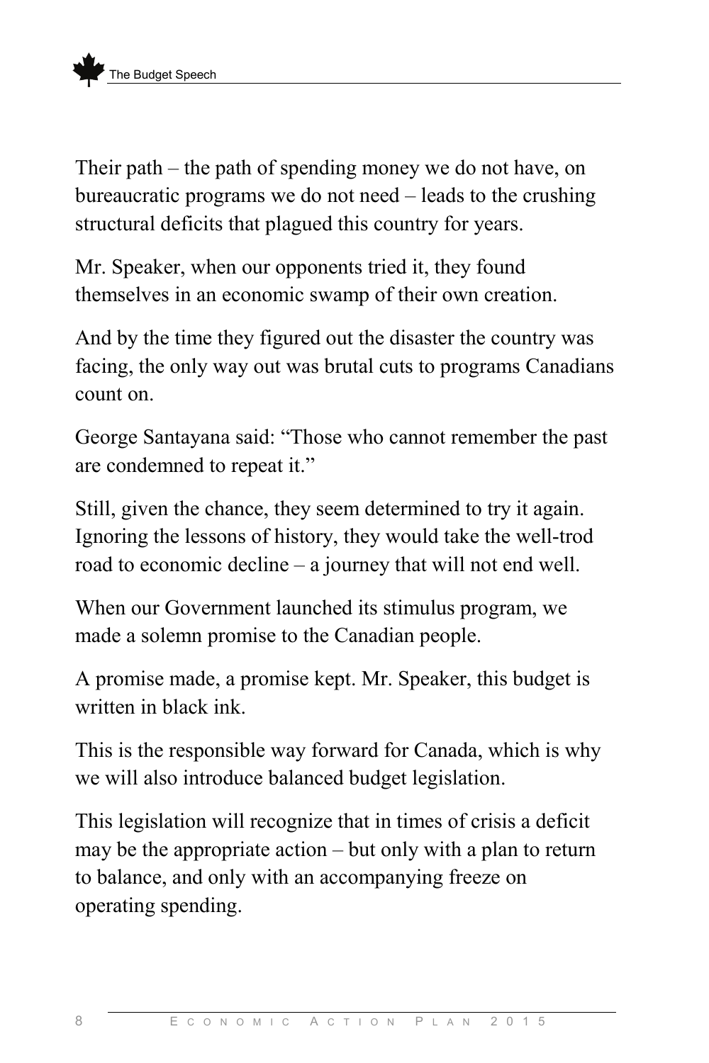Their path – the path of spending money we do not have, on bureaucratic programs we do not need – leads to the crushing structural deficits that plagued this country for years.

Mr. Speaker, when our opponents tried it, they found themselves in an economic swamp of their own creation.

And by the time they figured out the disaster the country was facing, the only way out was brutal cuts to programs Canadians count on.

George Santayana said: "Those who cannot remember the past are condemned to repeat it."

Still, given the chance, they seem determined to try it again. Ignoring the lessons of history, they would take the well-trod road to economic decline – a journey that will not end well.

When our Government launched its stimulus program, we made a solemn promise to the Canadian people.

A promise made, a promise kept. Mr. Speaker, this budget is written in black ink.

This is the responsible way forward for Canada, which is why we will also introduce balanced budget legislation.

This legislation will recognize that in times of crisis a deficit may be the appropriate action – but only with a plan to return to balance, and only with an accompanying freeze on operating spending.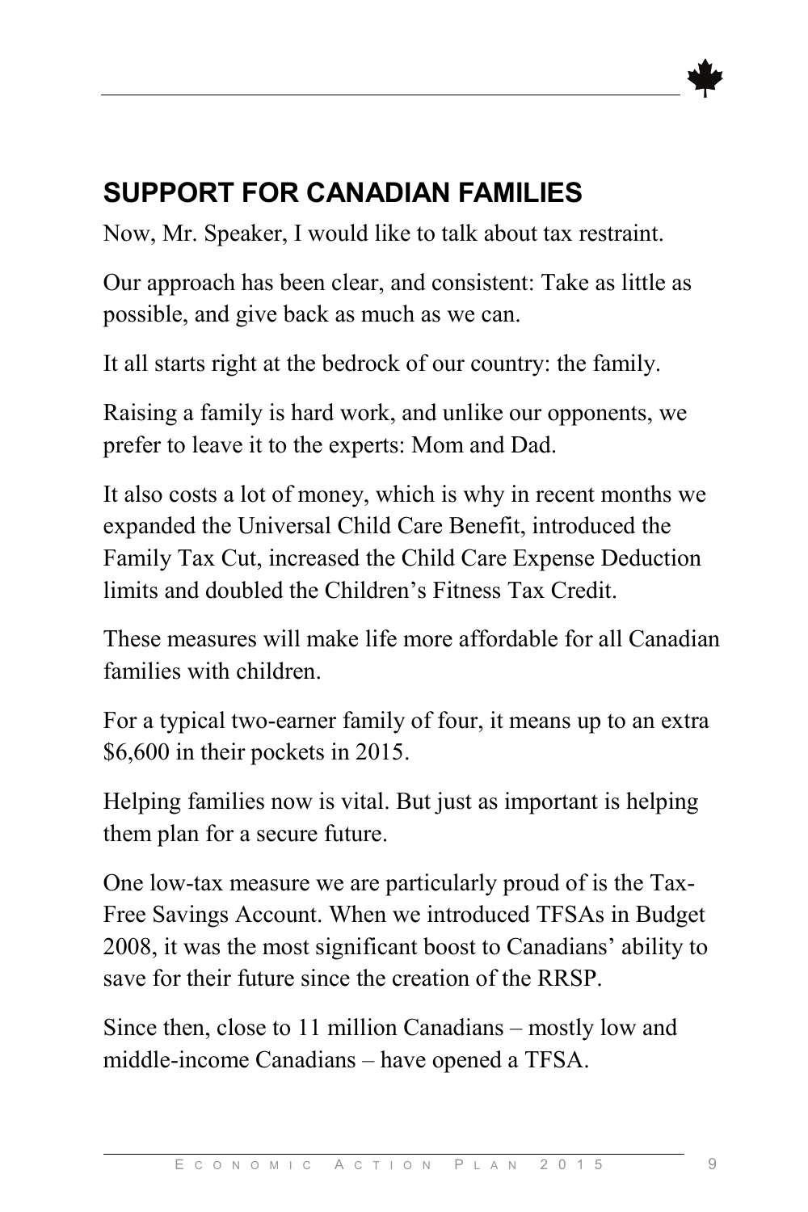## SUPPORT FOR CANADIAN FAMILIES

Now, Mr. Speaker, I would like to talk about tax restraint.

Our approach has been clear, and consistent: Take as little as possible, and give back as much as we can.

It all starts right at the bedrock of our country: the family.

Raising a family is hard work, and unlike our opponents, we prefer to leave it to the experts: Mom and Dad.

It also costs a lot of money, which is why in recent months we expanded the Universal Child Care Benefit, introduced the Family Tax Cut, increased the Child Care Expense Deduction limits and doubled the Children's Fitness Tax Credit.

These measures will make life more affordable for all Canadian families with children.

For a typical two-earner family of four, it means up to an extra $6,600 in their pockets in 2015.

Helping families now is vital. But just as important is helping them plan for a secure future.

One low-tax measure we are particularly proud of is the Tax-Free Savings Account. When we introduced TFSAs in Budget 2008, it was the most significant boost to Canadians' ability to save for their future since the creation of the RRSP.

Since then, close to 11 million Canadians – mostly low and middle-income Canadians – have opened a TFSA.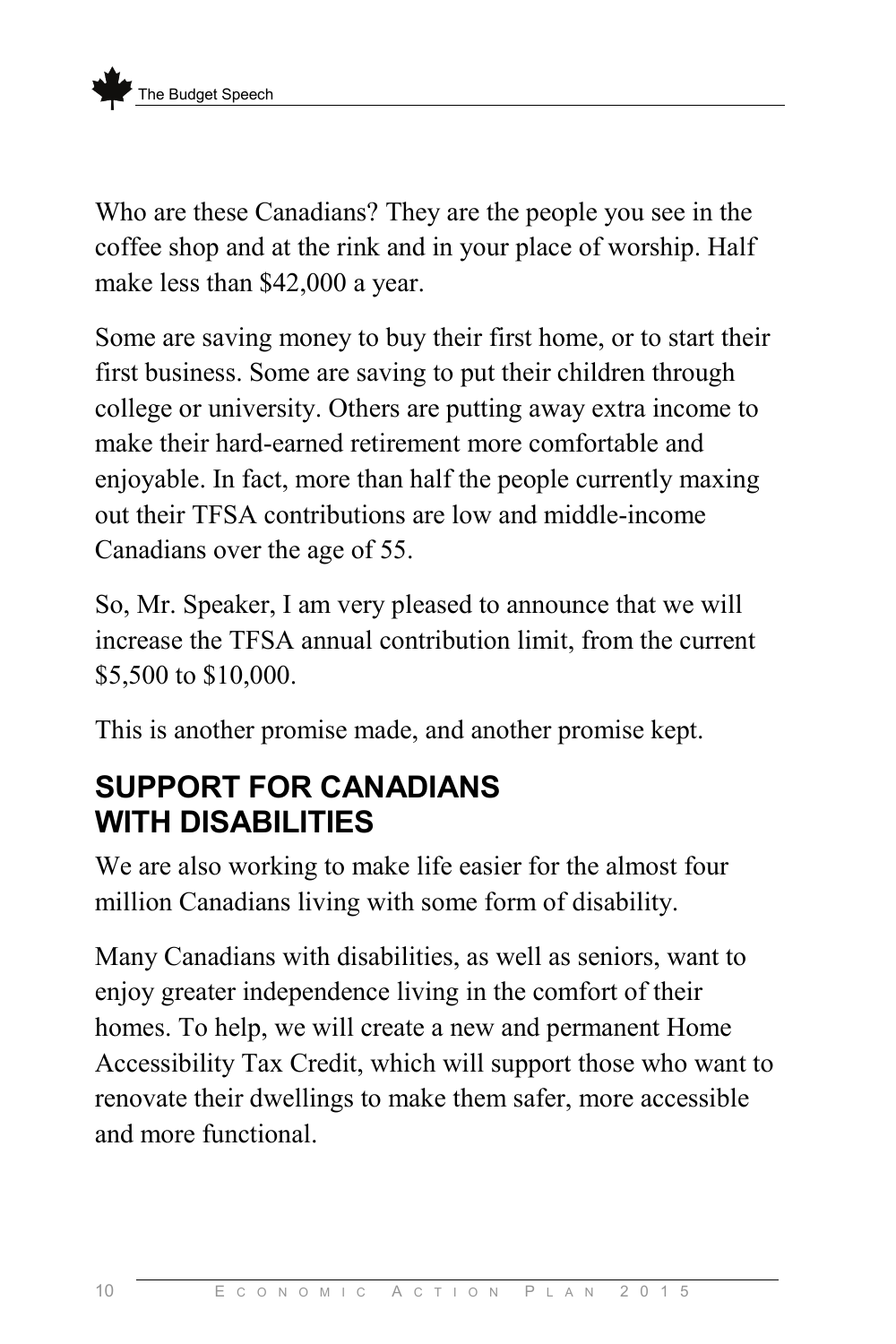Who are these Canadians? They are the people you see in the coffee shop and at the rink and in your place of worship. Half make less than $42,000 a year.

Some are saving money to buy their first home, or to start their first business. Some are saving to put their children through college or university. Others are putting away extra income to make their hard-earned retirement more comfortable and enjoyable. In fact, more than half the people currently maxing out their TFSA contributions are low and middle-income Canadians over the age of 55.

So, Mr. Speaker, I am very pleased to announce that we will increase the TFSA annual contribution limit, from the current $5,500 to $10,000.

This is another promise made, and another promise kept.

## SUPPORT FOR CANADIANS WITH DISABILITIES

We are also working to make life easier for the almost four million Canadians living with some form of disability.

Many Canadians with disabilities, as well as seniors, want to enjoy greater independence living in the comfort of their homes. To help, we will create a new and permanent Home Accessibility Tax Credit, which will support those who want to renovate their dwellings to make them safer, more accessible and more functional.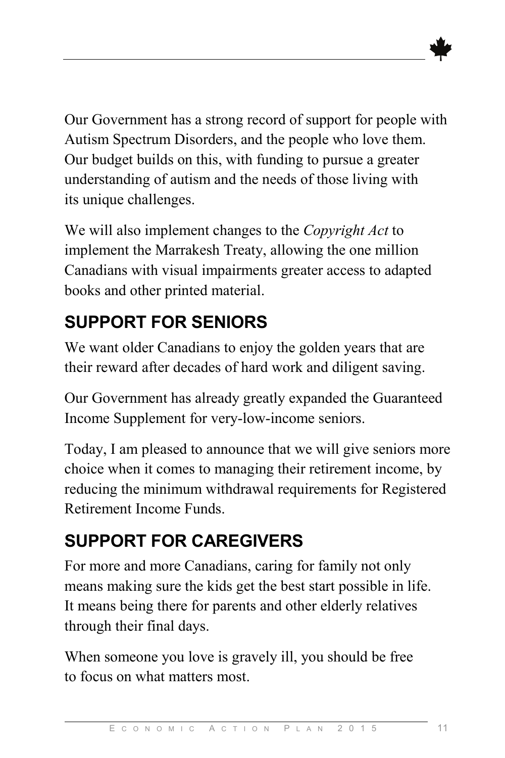Our Government has a strong record of support for people with Autism Spectrum Disorders, and the people who love them. Our budget builds on this, with funding to pursue a greater understanding of autism and the needs of those living with its unique challenges.

We will also implement changes to the *Copyright Act* to implement the Marrakesh Treaty, allowing the one million Canadians with visual impairments greater access to adapted books and other printed material.

## SUPPORT FOR SENIORS

We want older Canadians to enjoy the golden years that are their reward after decades of hard work and diligent saving.

Our Government has already greatly expanded the Guaranteed Income Supplement for very-low-income seniors.

Today, I am pleased to announce that we will give seniors more choice when it comes to managing their retirement income, by reducing the minimum withdrawal requirements for Registered Retirement Income Funds.

## SUPPORT FOR CAREGIVERS

For more and more Canadians, caring for family not only means making sure the kids get the best start possible in life. It means being there for parents and other elderly relatives through their final days.

When someone you love is gravely ill, you should be free to focus on what matters most.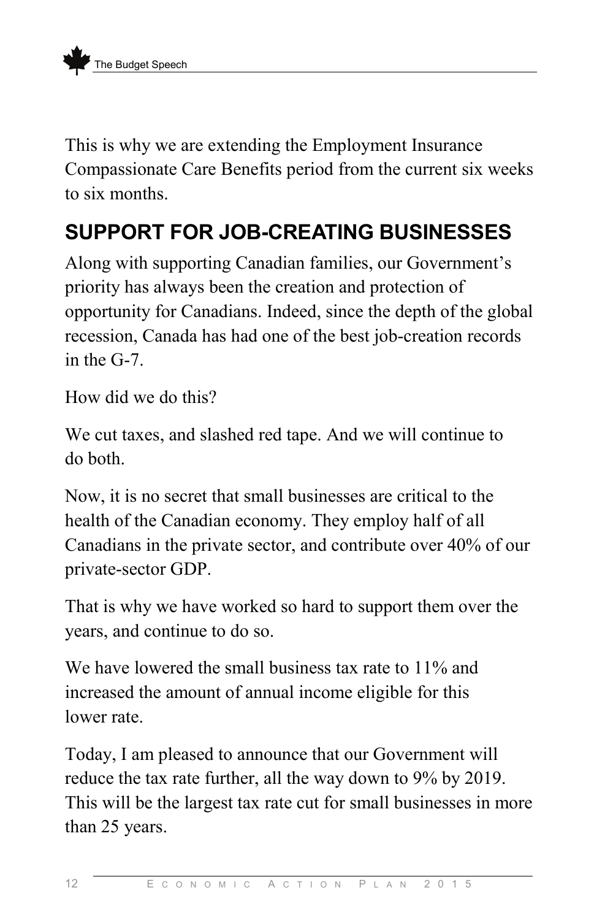This is why we are extending the Employment Insurance Compassionate Care Benefits period from the current six weeks to six months.

## SUPPORT FOR JOB-CREATING BUSINESSES

Along with supporting Canadian families, our Government's priority has always been the creation and protection of opportunity for Canadians. Indeed, since the depth of the global recession, Canada has had one of the best job-creation records in the G-7.

How did we do this?

We cut taxes, and slashed red tape. And we will continue to do both.

Now, it is no secret that small businesses are critical to the health of the Canadian economy. They employ half of all Canadians in the private sector, and contribute over 40% of our private-sector GDP.

That is why we have worked so hard to support them over the years, and continue to do so.

We have lowered the small business tax rate to 11% and increased the amount of annual income eligible for this lower rate.

Today, I am pleased to announce that our Government will reduce the tax rate further, all the way down to 9% by 2019. This will be the largest tax rate cut for small businesses in more than 25 years.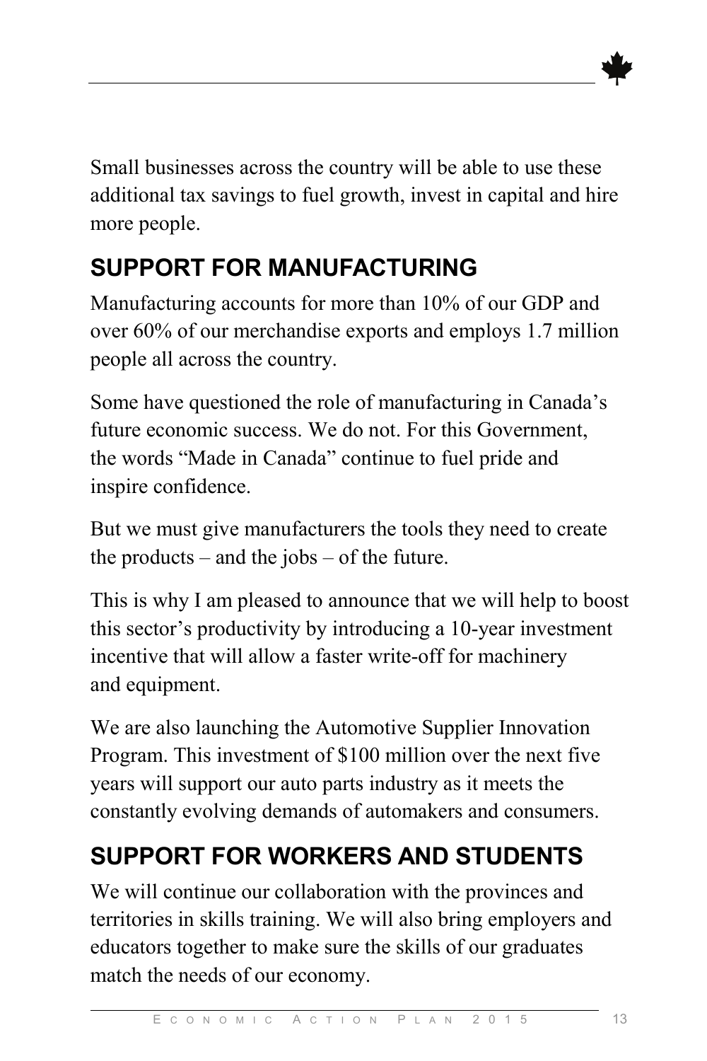Small businesses across the country will be able to use these additional tax savings to fuel growth, invest in capital and hire more people.

## SUPPORT FOR MANUFACTURING

Manufacturing accounts for more than 10% of our GDP and over 60% of our merchandise exports and employs 1.7 million people all across the country.

Some have questioned the role of manufacturing in Canada's future economic success. We do not. For this Government, the words "Made in Canada" continue to fuel pride and inspire confidence.

But we must give manufacturers the tools they need to create the products – and the jobs – of the future.

This is why I am pleased to announce that we will help to boost this sector's productivity by introducing a 10-year investment incentive that will allow a faster write-off for machinery and equipment.

We are also launching the Automotive Supplier Innovation Program. This investment of $100 million over the next five years will support our auto parts industry as it meets the constantly evolving demands of automakers and consumers.

## SUPPORT FOR WORKERS AND STUDENTS

We will continue our collaboration with the provinces and territories in skills training. We will also bring employers and educators together to make sure the skills of our graduates match the needs of our economy.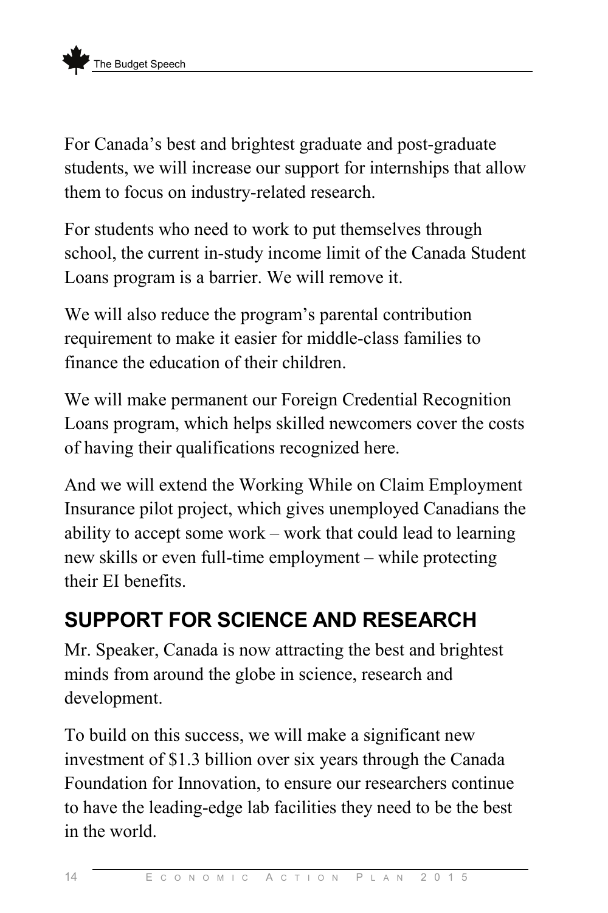For Canada's best and brightest graduate and post-graduate students, we will increase our support for internships that allow them to focus on industry-related research.

For students who need to work to put themselves through school, the current in-study income limit of the Canada Student Loans program is a barrier. We will remove it.

We will also reduce the program's parental contribution requirement to make it easier for middle-class families to finance the education of their children.

We will make permanent our Foreign Credential Recognition Loans program, which helps skilled newcomers cover the costs of having their qualifications recognized here.

And we will extend the Working While on Claim Employment Insurance pilot project, which gives unemployed Canadians the ability to accept some work – work that could lead to learning new skills or even full-time employment – while protecting their EI benefits.

## SUPPORT FOR SCIENCE AND RESEARCH

Mr. Speaker, Canada is now attracting the best and brightest minds from around the globe in science, research and development.

To build on this success, we will make a significant new investment of $1.3 billion over six years through the Canada Foundation for Innovation, to ensure our researchers continue to have the leading-edge lab facilities they need to be the best in the world.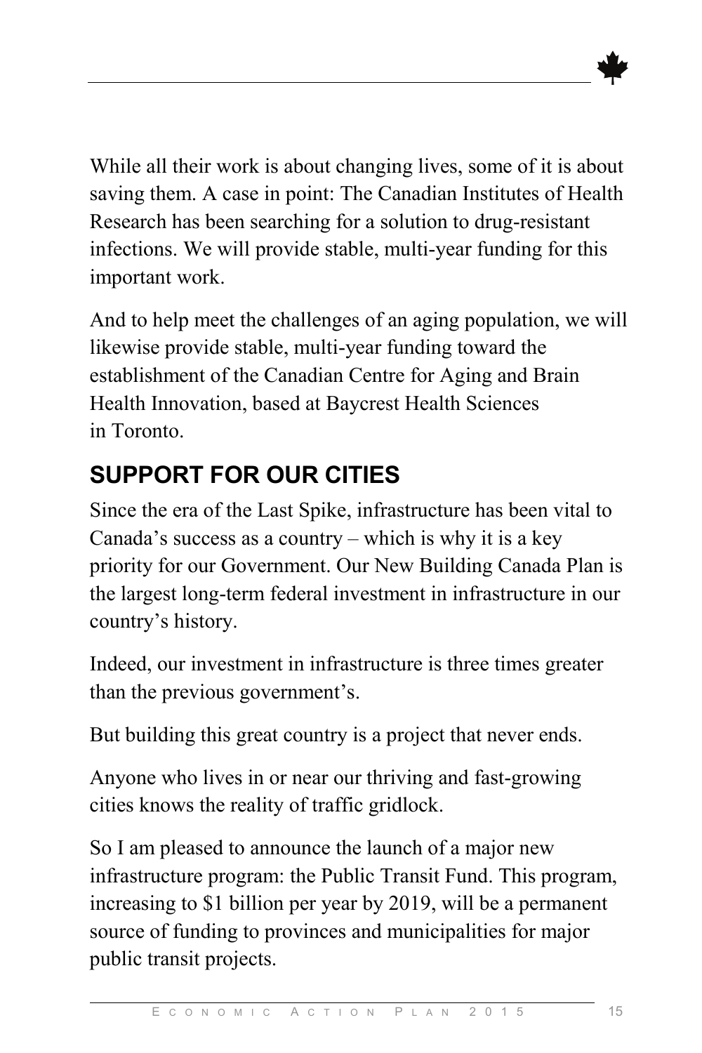While all their work is about changing lives, some of it is about saving them. A case in point: The Canadian Institutes of Health Research has been searching for a solution to drug-resistant infections. We will provide stable, multi-year funding for this important work.

And to help meet the challenges of an aging population, we will likewise provide stable, multi-year funding toward the establishment of the Canadian Centre for Aging and Brain Health Innovation, based at Baycrest Health Sciences in Toronto.

## SUPPORT FOR OUR CITIES

Since the era of the Last Spike, infrastructure has been vital to Canada's success as a country – which is why it is a key priority for our Government. Our New Building Canada Plan is the largest long-term federal investment in infrastructure in our country's history.

Indeed, our investment in infrastructure is three times greater than the previous government's.

But building this great country is a project that never ends.

Anyone who lives in or near our thriving and fast-growing cities knows the reality of traffic gridlock.

So I am pleased to announce the launch of a major new infrastructure program: the Public Transit Fund. This program, increasing to $1 billion per year by 2019, will be a permanent source of funding to provinces and municipalities for major public transit projects.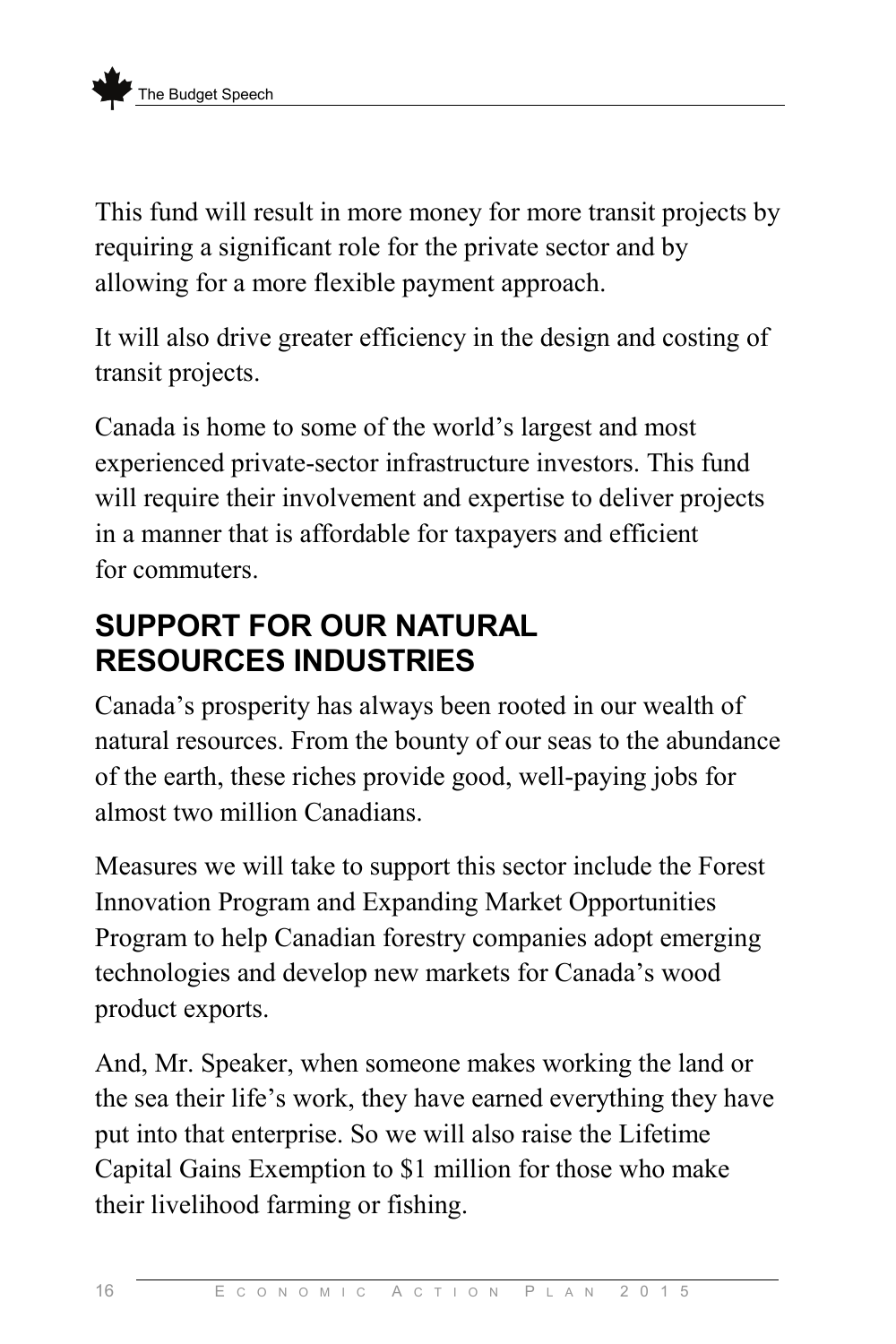This fund will result in more money for more transit projects by requiring a significant role for the private sector and by allowing for a more flexible payment approach.

It will also drive greater efficiency in the design and costing of transit projects.

Canada is home to some of the world's largest and most experienced private-sector infrastructure investors. This fund will require their involvement and expertise to deliver projects in a manner that is affordable for taxpayers and efficient for commuters.

## SUPPORT FOR OUR NATURAL RESOURCES INDUSTRIES

Canada's prosperity has always been rooted in our wealth of natural resources. From the bounty of our seas to the abundance of the earth, these riches provide good, well-paying jobs for almost two million Canadians.

Measures we will take to support this sector include the Forest Innovation Program and Expanding Market Opportunities Program to help Canadian forestry companies adopt emerging technologies and develop new markets for Canada's wood product exports.

And, Mr. Speaker, when someone makes working the land or the sea their life's work, they have earned everything they have put into that enterprise. So we will also raise the Lifetime Capital Gains Exemption to $1 million for those who make their livelihood farming or fishing.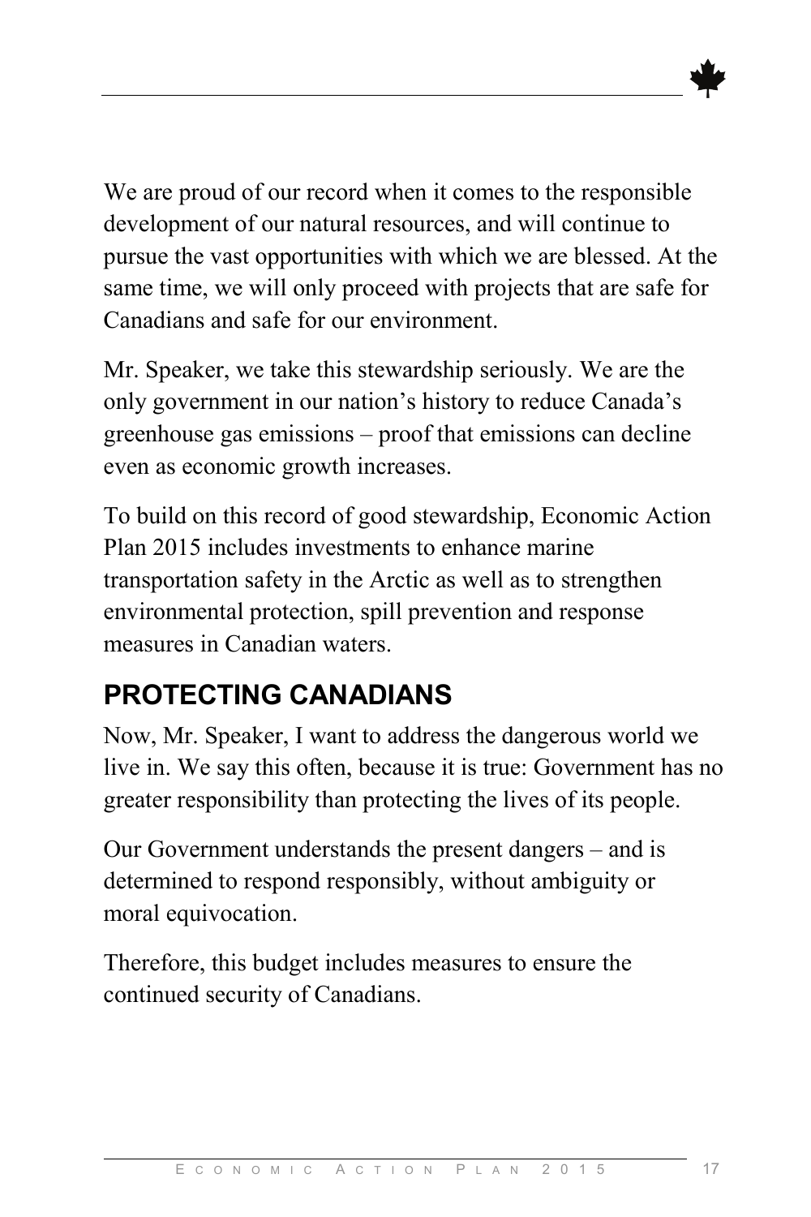We are proud of our record when it comes to the responsible development of our natural resources, and will continue to pursue the vast opportunities with which we are blessed. At the same time, we will only proceed with projects that are safe for Canadians and safe for our environment.

Mr. Speaker, we take this stewardship seriously. We are the only government in our nation's history to reduce Canada's greenhouse gas emissions – proof that emissions can decline even as economic growth increases.

To build on this record of good stewardship, Economic Action Plan 2015 includes investments to enhance marine transportation safety in the Arctic as well as to strengthen environmental protection, spill prevention and response measures in Canadian waters.

## PROTECTING CANADIANS

Now, Mr. Speaker, I want to address the dangerous world we live in. We say this often, because it is true: Government has no greater responsibility than protecting the lives of its people.

Our Government understands the present dangers – and is determined to respond responsibly, without ambiguity or moral equivocation.

Therefore, this budget includes measures to ensure the continued security of Canadians.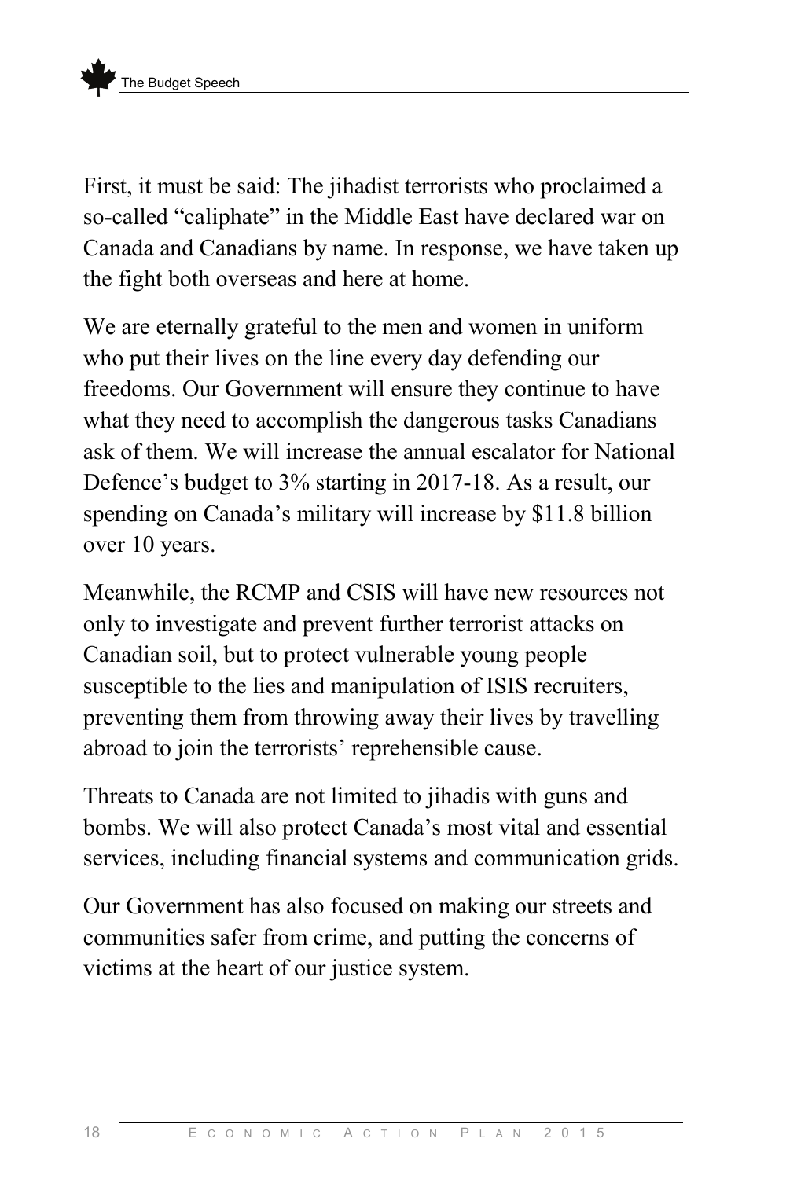First, it must be said: The jihadist terrorists who proclaimed a so-called “caliphate” in the Middle East have declared war on Canada and Canadians by name. In response, we have taken up the fight both overseas and here at home.

We are eternally grateful to the men and women in uniform who put their lives on the line every day defending our freedoms. Our Government will ensure they continue to have what they need to accomplish the dangerous tasks Canadians ask of them. We will increase the annual escalator for National Defence’s budget to 3% starting in 2017-18. As a result, our spending on Canada’s military will increase by $11.8 billion over 10 years.

Meanwhile, the RCMP and CSIS will have new resources not only to investigate and prevent further terrorist attacks on Canadian soil, but to protect vulnerable young people susceptible to the lies and manipulation of ISIS recruiters, preventing them from throwing away their lives by travelling abroad to join the terrorists’ reprehensible cause.

Threats to Canada are not limited to jihadis with guns and bombs. We will also protect Canada’s most vital and essential services, including financial systems and communication grids.

Our Government has also focused on making our streets and communities safer from crime, and putting the concerns of victims at the heart of our justice system.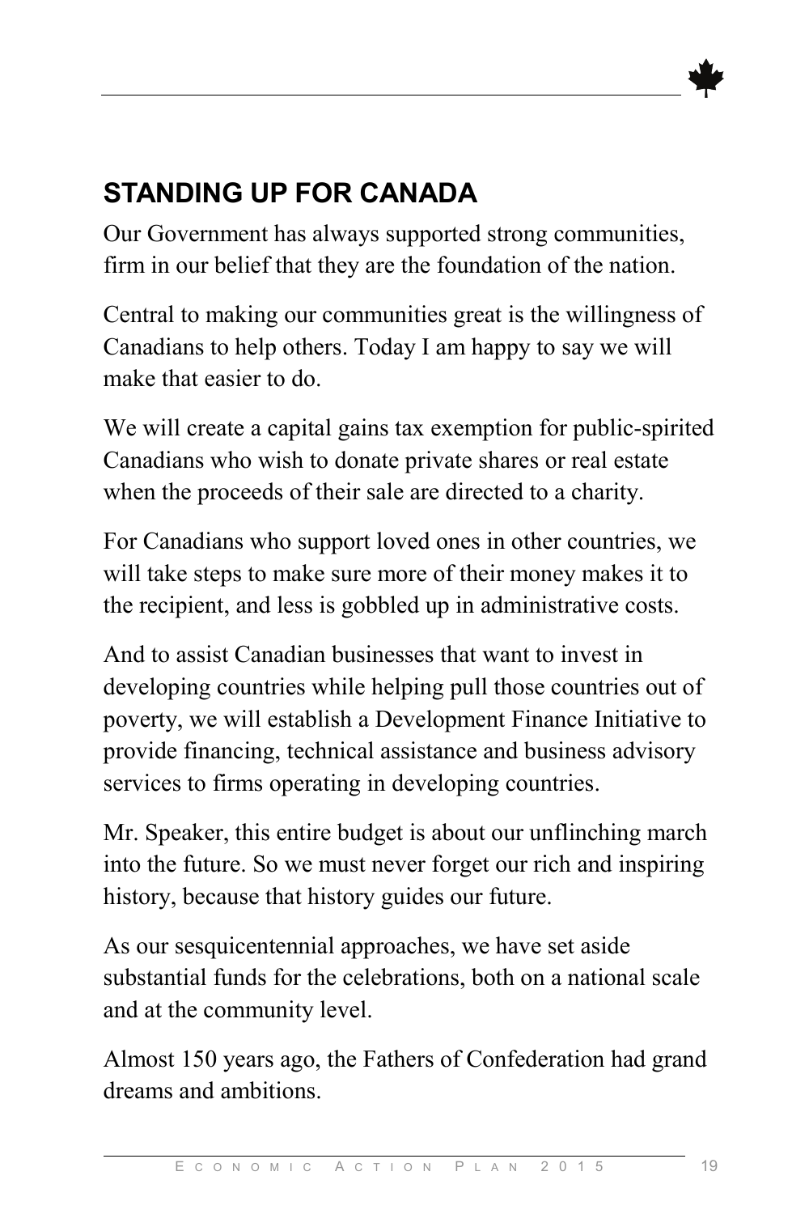## STANDING UP FOR CANADA

Our Government has always supported strong communities, firm in our belief that they are the foundation of the nation.

Central to making our communities great is the willingness of Canadians to help others. Today I am happy to say we will make that easier to do.

We will create a capital gains tax exemption for public-spirited Canadians who wish to donate private shares or real estate when the proceeds of their sale are directed to a charity.

For Canadians who support loved ones in other countries, we will take steps to make sure more of their money makes it to the recipient, and less is gobbled up in administrative costs.

And to assist Canadian businesses that want to invest in developing countries while helping pull those countries out of poverty, we will establish a Development Finance Initiative to provide financing, technical assistance and business advisory services to firms operating in developing countries.

Mr. Speaker, this entire budget is about our unflinching march into the future. So we must never forget our rich and inspiring history, because that history guides our future.

As our sesquicentennial approaches, we have set aside substantial funds for the celebrations, both on a national scale and at the community level.

Almost 150 years ago, the Fathers of Confederation had grand dreams and ambitions.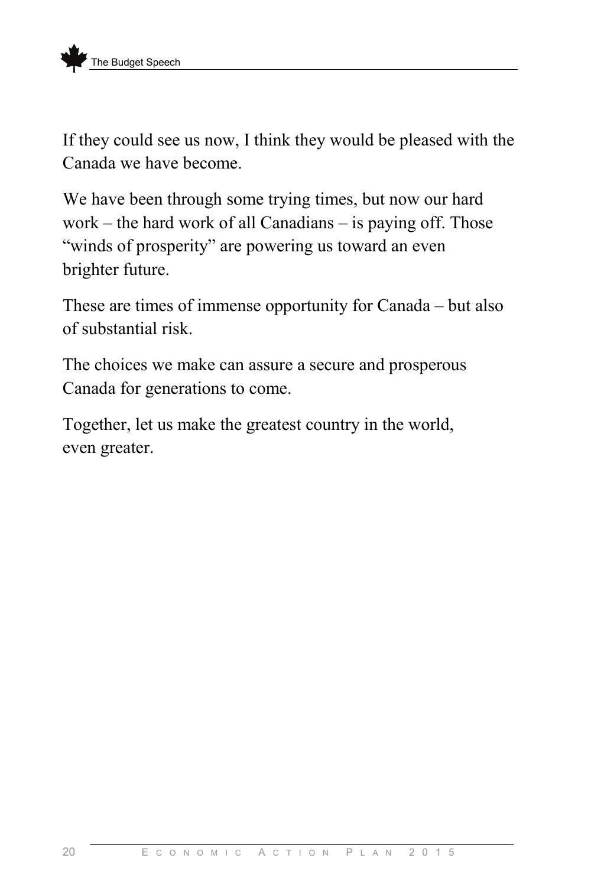If they could see us now, I think they would be pleased with the Canada we have become.

We have been through some trying times, but now our hard work – the hard work of all Canadians – is paying off. Those "winds of prosperity" are powering us toward an even brighter future.

These are times of immense opportunity for Canada – but also of substantial risk.

The choices we make can assure a secure and prosperous Canada for generations to come.

Together, let us make the greatest country in the world, even greater.